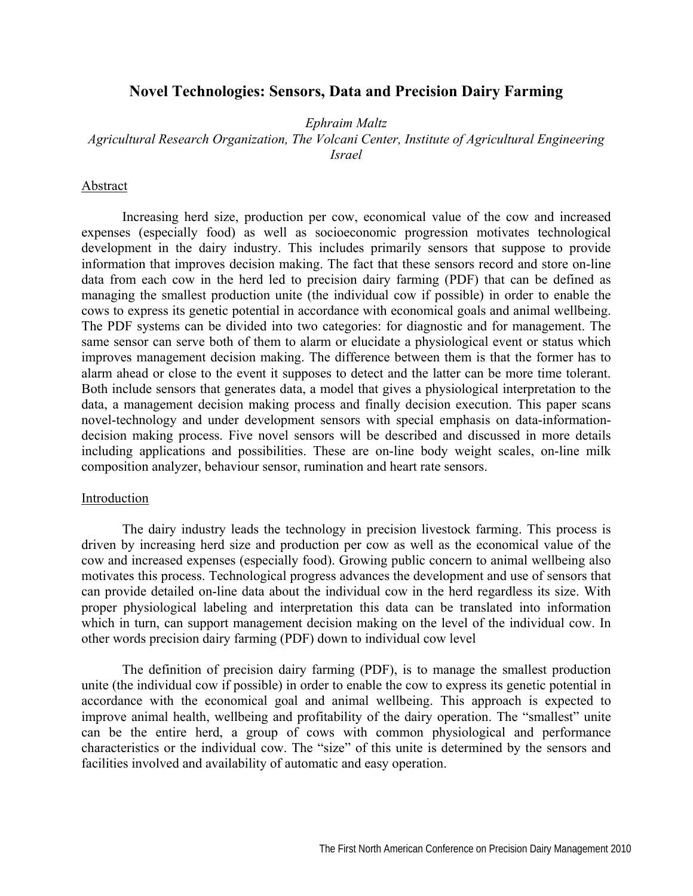# Novel Technologies: Sensors, Data and Precision Dairy Farming

*Ephraim Maltz*
*Agricultural Research Organization, The Volcani Center, Institute of Agricultural Engineering*
*Israel*

## Abstract

Increasing herd size, production per cow, economical value of the cow and increased expenses (especially food) as well as socioeconomic progression motivates technological development in the dairy industry. This includes primarily sensors that suppose to provide information that improves decision making. The fact that these sensors record and store on-line data from each cow in the herd led to precision dairy farming (PDF) that can be defined as managing the smallest production unite (the individual cow if possible) in order to enable the cows to express its genetic potential in accordance with economical goals and animal wellbeing. The PDF systems can be divided into two categories: for diagnostic and for management. The same sensor can serve both of them to alarm or elucidate a physiological event or status which improves management decision making. The difference between them is that the former has to alarm ahead or close to the event it supposes to detect and the latter can be more time tolerant. Both include sensors that generates data, a model that gives a physiological interpretation to the data, a management decision making process and finally decision execution. This paper scans novel-technology and under development sensors with special emphasis on data-information-decision making process. Five novel sensors will be described and discussed in more details including applications and possibilities. These are on-line body weight scales, on-line milk composition analyzer, behaviour sensor, rumination and heart rate sensors.

## Introduction

The dairy industry leads the technology in precision livestock farming. This process is driven by increasing herd size and production per cow as well as the economical value of the cow and increased expenses (especially food). Growing public concern to animal wellbeing also motivates this process. Technological progress advances the development and use of sensors that can provide detailed on-line data about the individual cow in the herd regardless its size. With proper physiological labeling and interpretation this data can be translated into information which in turn, can support management decision making on the level of the individual cow. In other words precision dairy farming (PDF) down to individual cow level

The definition of precision dairy farming (PDF), is to manage the smallest production unite (the individual cow if possible) in order to enable the cow to express its genetic potential in accordance with the economical goal and animal wellbeing. This approach is expected to improve animal health, wellbeing and profitability of the dairy operation. The "smallest" unite can be the entire herd, a group of cows with common physiological and performance characteristics or the individual cow. The "size" of this unite is determined by the sensors and facilities involved and availability of automatic and easy operation.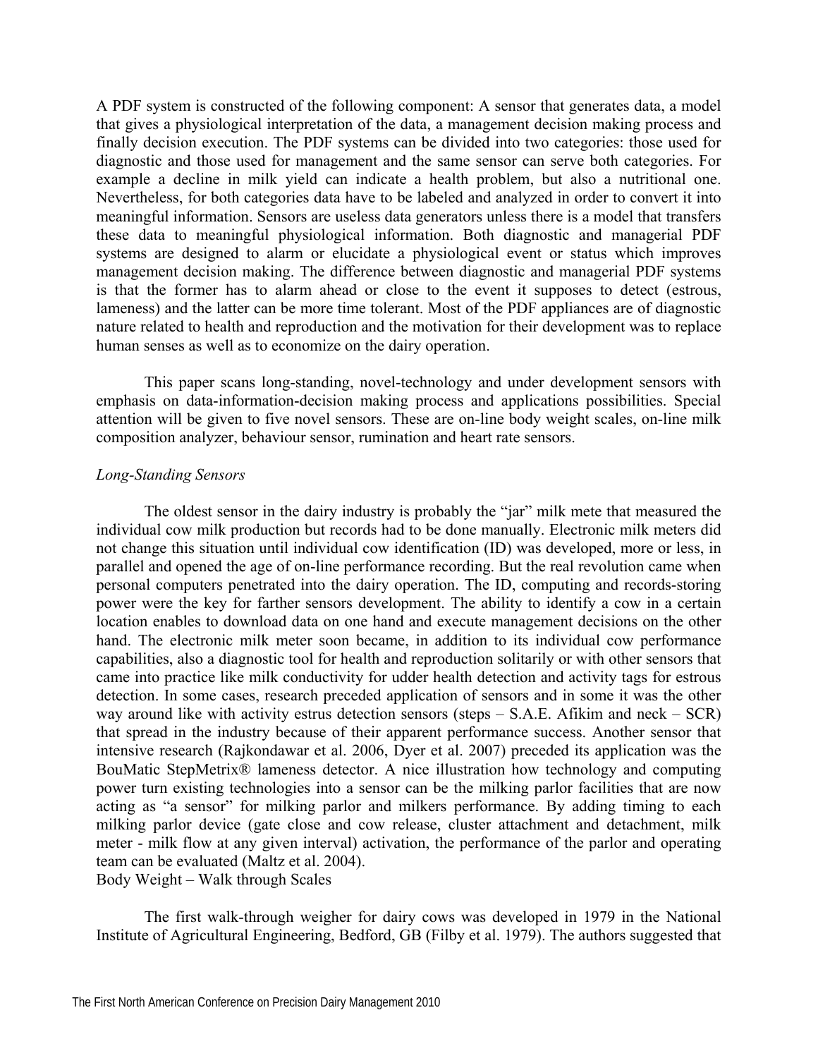A PDF system is constructed of the following component: A sensor that generates data, a model that gives a physiological interpretation of the data, a management decision making process and finally decision execution. The PDF systems can be divided into two categories: those used for diagnostic and those used for management and the same sensor can serve both categories. For example a decline in milk yield can indicate a health problem, but also a nutritional one. Nevertheless, for both categories data have to be labeled and analyzed in order to convert it into meaningful information. Sensors are useless data generators unless there is a model that transfers these data to meaningful physiological information. Both diagnostic and managerial PDF systems are designed to alarm or elucidate a physiological event or status which improves management decision making. The difference between diagnostic and managerial PDF systems is that the former has to alarm ahead or close to the event it supposes to detect (estrous, lameness) and the latter can be more time tolerant. Most of the PDF appliances are of diagnostic nature related to health and reproduction and the motivation for their development was to replace human senses as well as to economize on the dairy operation.

This paper scans long-standing, novel-technology and under development sensors with emphasis on data-information-decision making process and applications possibilities. Special attention will be given to five novel sensors. These are on-line body weight scales, on-line milk composition analyzer, behaviour sensor, rumination and heart rate sensors.

*Long-Standing Sensors*

The oldest sensor in the dairy industry is probably the "jar" milk mete that measured the individual cow milk production but records had to be done manually. Electronic milk meters did not change this situation until individual cow identification (ID) was developed, more or less, in parallel and opened the age of on-line performance recording. But the real revolution came when personal computers penetrated into the dairy operation. The ID, computing and records-storing power were the key for farther sensors development. The ability to identify a cow in a certain location enables to download data on one hand and execute management decisions on the other hand. The electronic milk meter soon became, in addition to its individual cow performance capabilities, also a diagnostic tool for health and reproduction solitarily or with other sensors that came into practice like milk conductivity for udder health detection and activity tags for estrous detection. In some cases, research preceded application of sensors and in some it was the other way around like with activity estrus detection sensors (steps – S.A.E. Afikim and neck – SCR) that spread in the industry because of their apparent performance success. Another sensor that intensive research (Rajkondawar et al. 2006, Dyer et al. 2007) preceded its application was the BouMatic StepMetrix® lameness detector. A nice illustration how technology and computing power turn existing technologies into a sensor can be the milking parlor facilities that are now acting as "a sensor" for milking parlor and milkers performance. By adding timing to each milking parlor device (gate close and cow release, cluster attachment and detachment, milk meter - milk flow at any given interval) activation, the performance of the parlor and operating team can be evaluated (Maltz et al. 2004).

Body Weight – Walk through Scales

The first walk-through weigher for dairy cows was developed in 1979 in the National Institute of Agricultural Engineering, Bedford, GB (Filby et al. 1979). The authors suggested that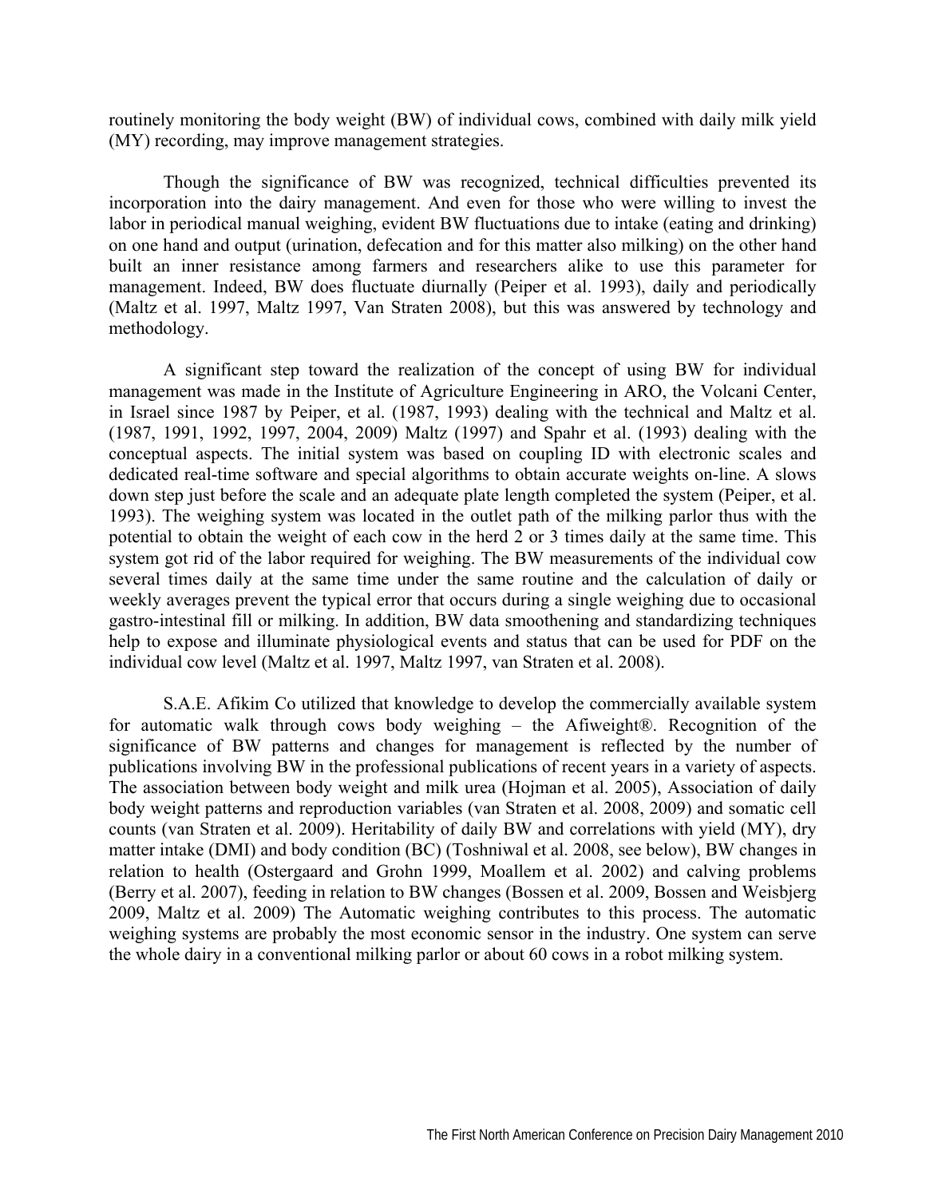routinely monitoring the body weight (BW) of individual cows, combined with daily milk yield (MY) recording, may improve management strategies.

Though the significance of BW was recognized, technical difficulties prevented its incorporation into the dairy management. And even for those who were willing to invest the labor in periodical manual weighing, evident BW fluctuations due to intake (eating and drinking) on one hand and output (urination, defecation and for this matter also milking) on the other hand built an inner resistance among farmers and researchers alike to use this parameter for management. Indeed, BW does fluctuate diurnally (Peiper et al. 1993), daily and periodically (Maltz et al. 1997, Maltz 1997, Van Straten 2008), but this was answered by technology and methodology.

A significant step toward the realization of the concept of using BW for individual management was made in the Institute of Agriculture Engineering in ARO, the Volcani Center, in Israel since 1987 by Peiper, et al. (1987, 1993) dealing with the technical and Maltz et al. (1987, 1991, 1992, 1997, 2004, 2009) Maltz (1997) and Spahr et al. (1993) dealing with the conceptual aspects. The initial system was based on coupling ID with electronic scales and dedicated real-time software and special algorithms to obtain accurate weights on-line. A slows down step just before the scale and an adequate plate length completed the system (Peiper, et al. 1993). The weighing system was located in the outlet path of the milking parlor thus with the potential to obtain the weight of each cow in the herd 2 or 3 times daily at the same time. This system got rid of the labor required for weighing. The BW measurements of the individual cow several times daily at the same time under the same routine and the calculation of daily or weekly averages prevent the typical error that occurs during a single weighing due to occasional gastro-intestinal fill or milking. In addition, BW data smoothening and standardizing techniques help to expose and illuminate physiological events and status that can be used for PDF on the individual cow level (Maltz et al. 1997, Maltz 1997, van Straten et al. 2008).

S.A.E. Afikim Co utilized that knowledge to develop the commercially available system for automatic walk through cows body weighing – the Afiweight®. Recognition of the significance of BW patterns and changes for management is reflected by the number of publications involving BW in the professional publications of recent years in a variety of aspects. The association between body weight and milk urea (Hojman et al. 2005), Association of daily body weight patterns and reproduction variables (van Straten et al. 2008, 2009) and somatic cell counts (van Straten et al. 2009). Heritability of daily BW and correlations with yield (MY), dry matter intake (DMI) and body condition (BC) (Toshniwal et al. 2008, see below), BW changes in relation to health (Ostergaard and Grohn 1999, Moallem et al. 2002) and calving problems (Berry et al. 2007), feeding in relation to BW changes (Bossen et al. 2009, Bossen and Weisbjerg 2009, Maltz et al. 2009) The Automatic weighing contributes to this process. The automatic weighing systems are probably the most economic sensor in the industry. One system can serve the whole dairy in a conventional milking parlor or about 60 cows in a robot milking system.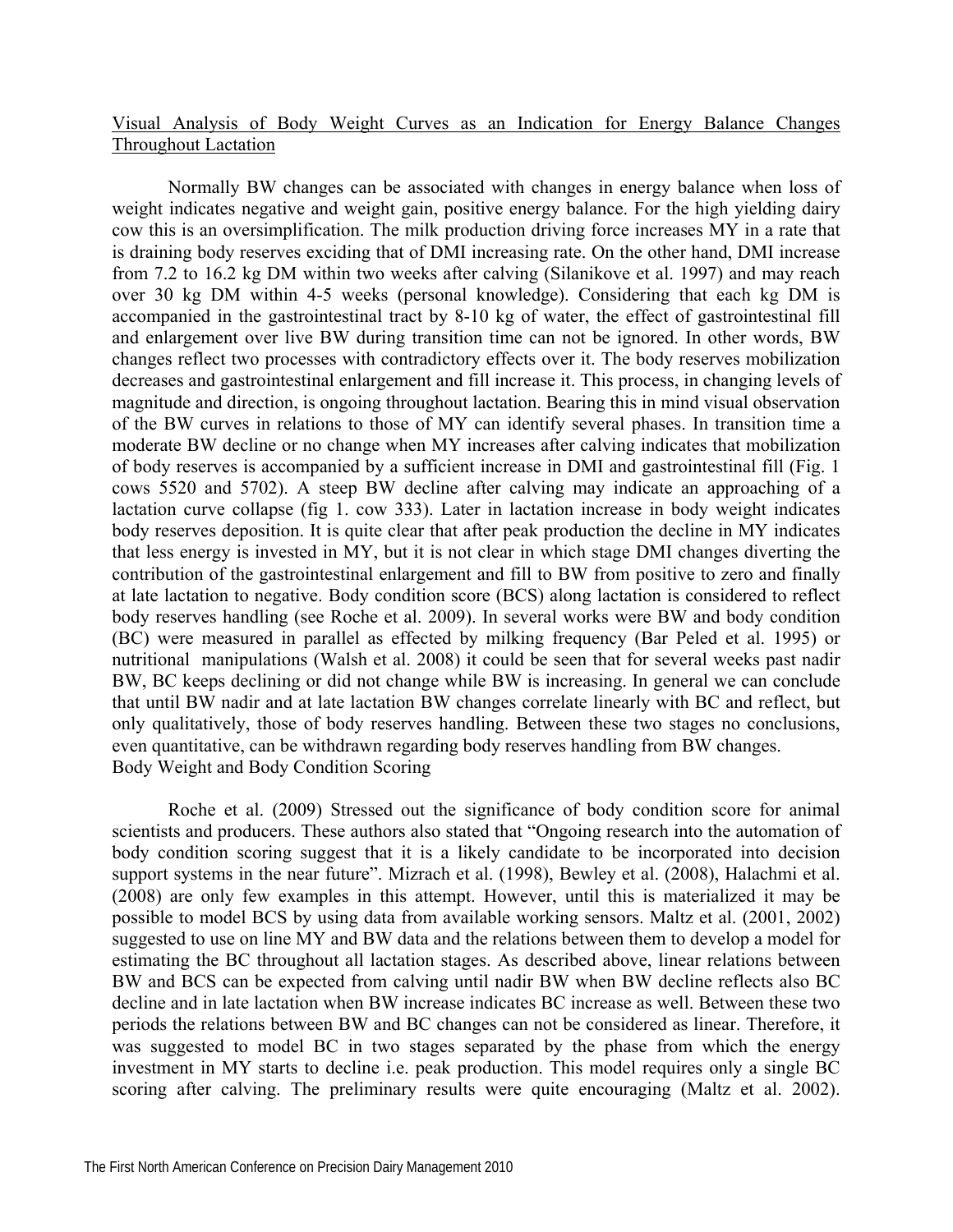## Visual Analysis of Body Weight Curves as an Indication for Energy Balance Changes Throughout Lactation

Normally BW changes can be associated with changes in energy balance when loss of weight indicates negative and weight gain, positive energy balance. For the high yielding dairy cow this is an oversimplification. The milk production driving force increases MY in a rate that is draining body reserves exciding that of DMI increasing rate. On the other hand, DMI increase from 7.2 to 16.2 kg DM within two weeks after calving (Silanikove et al. 1997) and may reach over 30 kg DM within 4-5 weeks (personal knowledge). Considering that each kg DM is accompanied in the gastrointestinal tract by 8-10 kg of water, the effect of gastrointestinal fill and enlargement over live BW during transition time can not be ignored. In other words, BW changes reflect two processes with contradictory effects over it. The body reserves mobilization decreases and gastrointestinal enlargement and fill increase it. This process, in changing levels of magnitude and direction, is ongoing throughout lactation. Bearing this in mind visual observation of the BW curves in relations to those of MY can identify several phases. In transition time a moderate BW decline or no change when MY increases after calving indicates that mobilization of body reserves is accompanied by a sufficient increase in DMI and gastrointestinal fill (Fig. 1 cows 5520 and 5702). A steep BW decline after calving may indicate an approaching of a lactation curve collapse (fig 1. cow 333). Later in lactation increase in body weight indicates body reserves deposition. It is quite clear that after peak production the decline in MY indicates that less energy is invested in MY, but it is not clear in which stage DMI changes diverting the contribution of the gastrointestinal enlargement and fill to BW from positive to zero and finally at late lactation to negative. Body condition score (BCS) along lactation is considered to reflect body reserves handling (see Roche et al. 2009). In several works were BW and body condition (BC) were measured in parallel as effected by milking frequency (Bar Peled et al. 1995) or nutritional manipulations (Walsh et al. 2008) it could be seen that for several weeks past nadir BW, BC keeps declining or did not change while BW is increasing. In general we can conclude that until BW nadir and at late lactation BW changes correlate linearly with BC and reflect, but only qualitatively, those of body reserves handling. Between these two stages no conclusions, even quantitative, can be withdrawn regarding body reserves handling from BW changes.

## Body Weight and Body Condition Scoring

Roche et al. (2009) Stressed out the significance of body condition score for animal scientists and producers. These authors also stated that "Ongoing research into the automation of body condition scoring suggest that it is a likely candidate to be incorporated into decision support systems in the near future". Mizrach et al. (1998), Bewley et al. (2008), Halachmi et al. (2008) are only few examples in this attempt. However, until this is materialized it may be possible to model BCS by using data from available working sensors. Maltz et al. (2001, 2002) suggested to use on line MY and BW data and the relations between them to develop a model for estimating the BC throughout all lactation stages. As described above, linear relations between BW and BCS can be expected from calving until nadir BW when BW decline reflects also BC decline and in late lactation when BW increase indicates BC increase as well. Between these two periods the relations between BW and BC changes can not be considered as linear. Therefore, it was suggested to model BC in two stages separated by the phase from which the energy investment in MY starts to decline i.e. peak production. This model requires only a single BC scoring after calving. The preliminary results were quite encouraging (Maltz et al. 2002).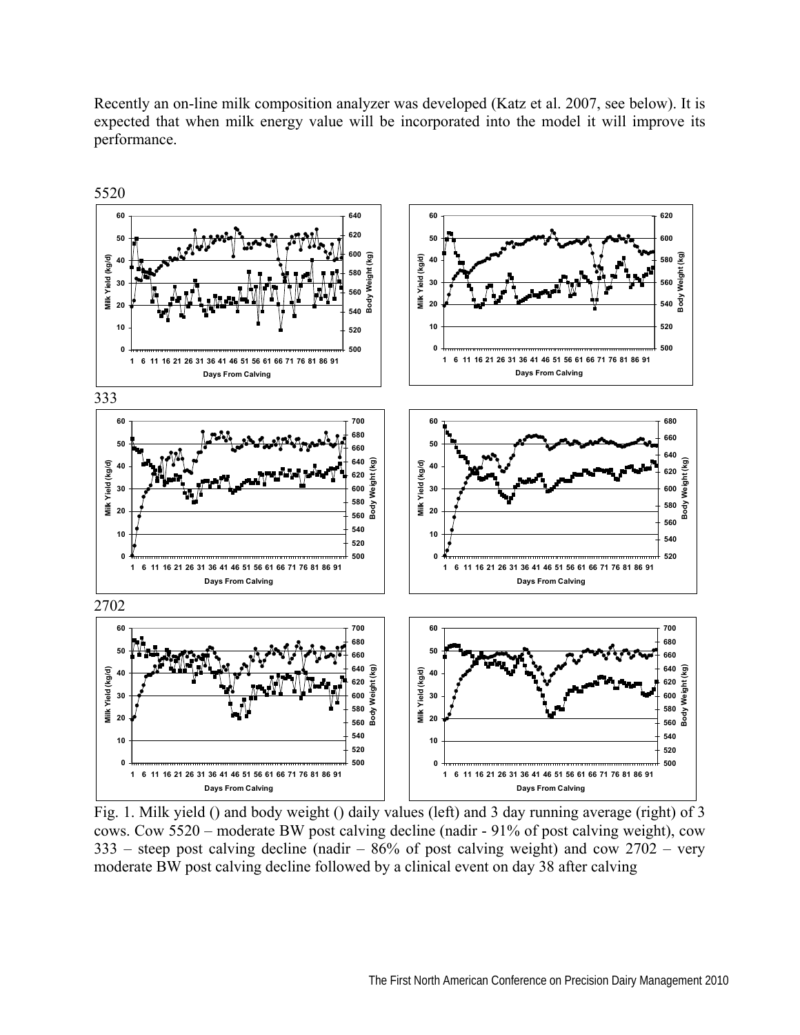Recently an on-line milk composition analyzer was developed (Katz et al. 2007, see below). It is expected that when milk energy value will be incorporated into the model it will improve its performance.

Fig. 1. Milk yield () and body weight () daily values (left) and 3 day running average (right) of 3 cows. Cow 5520 – moderate BW post calving decline (nadir - 91% of post calving weight), cow 333 – steep post calving decline (nadir – 86% of post calving weight) and cow 2702 – very moderate BW post calving decline followed by a clinical event on day 38 after calving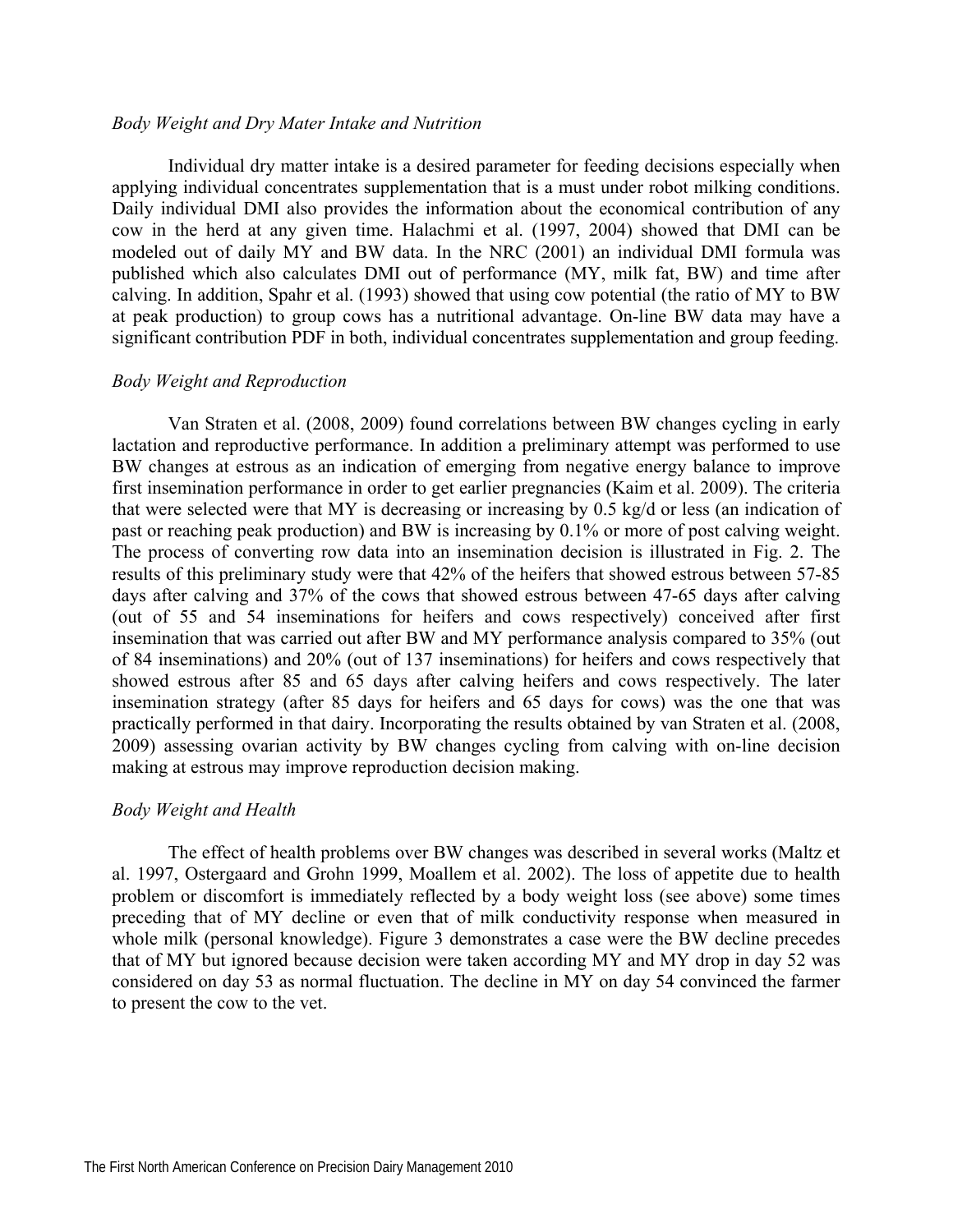*Body Weight and Dry Mater Intake and Nutrition*

Individual dry matter intake is a desired parameter for feeding decisions especially when applying individual concentrates supplementation that is a must under robot milking conditions. Daily individual DMI also provides the information about the economical contribution of any cow in the herd at any given time. Halachmi et al. (1997, 2004) showed that DMI can be modeled out of daily MY and BW data. In the NRC (2001) an individual DMI formula was published which also calculates DMI out of performance (MY, milk fat, BW) and time after calving. In addition, Spahr et al. (1993) showed that using cow potential (the ratio of MY to BW at peak production) to group cows has a nutritional advantage. On-line BW data may have a significant contribution PDF in both, individual concentrates supplementation and group feeding.

*Body Weight and Reproduction*

Van Straten et al. (2008, 2009) found correlations between BW changes cycling in early lactation and reproductive performance. In addition a preliminary attempt was performed to use BW changes at estrous as an indication of emerging from negative energy balance to improve first insemination performance in order to get earlier pregnancies (Kaim et al. 2009). The criteria that were selected were that MY is decreasing or increasing by 0.5 kg/d or less (an indication of past or reaching peak production) and BW is increasing by 0.1% or more of post calving weight. The process of converting row data into an insemination decision is illustrated in Fig. 2. The results of this preliminary study were that 42% of the heifers that showed estrous between 57-85 days after calving and 37% of the cows that showed estrous between 47-65 days after calving (out of 55 and 54 inseminations for heifers and cows respectively) conceived after first insemination that was carried out after BW and MY performance analysis compared to 35% (out of 84 inseminations) and 20% (out of 137 inseminations) for heifers and cows respectively that showed estrous after 85 and 65 days after calving heifers and cows respectively. The later insemination strategy (after 85 days for heifers and 65 days for cows) was the one that was practically performed in that dairy. Incorporating the results obtained by van Straten et al. (2008, 2009) assessing ovarian activity by BW changes cycling from calving with on-line decision making at estrous may improve reproduction decision making.

*Body Weight and Health*

The effect of health problems over BW changes was described in several works (Maltz et al. 1997, Ostergaard and Grohn 1999, Moallem et al. 2002). The loss of appetite due to health problem or discomfort is immediately reflected by a body weight loss (see above) some times preceding that of MY decline or even that of milk conductivity response when measured in whole milk (personal knowledge). Figure 3 demonstrates a case were the BW decline precedes that of MY but ignored because decision were taken according MY and MY drop in day 52 was considered on day 53 as normal fluctuation. The decline in MY on day 54 convinced the farmer to present the cow to the vet.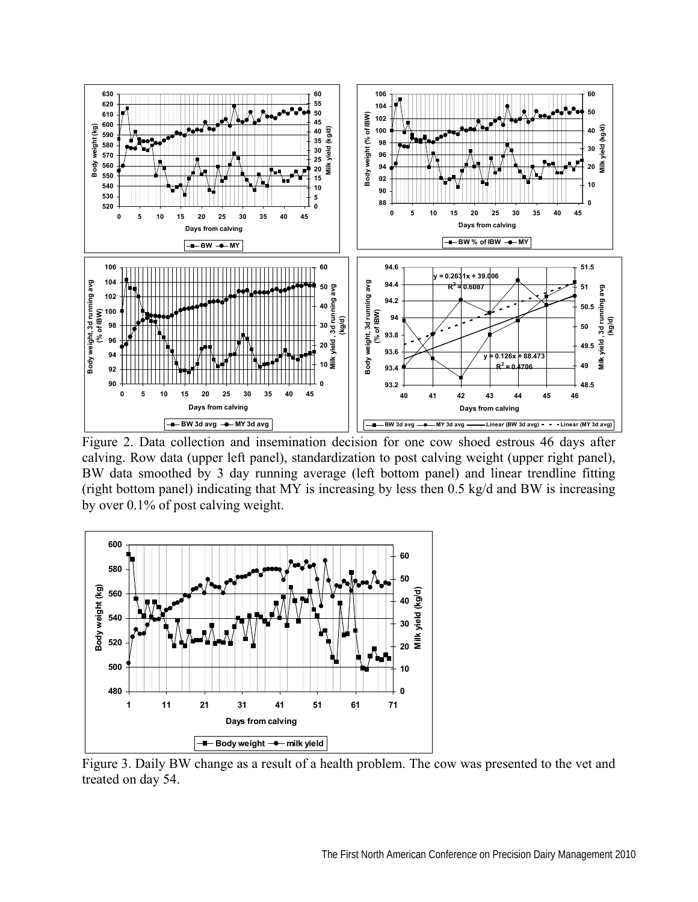Figure 2. Data collection and insemination decision for one cow shoed estrous 46 days after calving. Row data (upper left panel), standardization to post calving weight (upper right panel), BW data smoothed by 3 day running average (left bottom panel) and linear trendline fitting (right bottom panel) indicating that MY is increasing by less then 0.5 kg/d and BW is increasing by over 0.1% of post calving weight.

Figure 3. Daily BW change as a result of a health problem. The cow was presented to the vet and treated on day 54.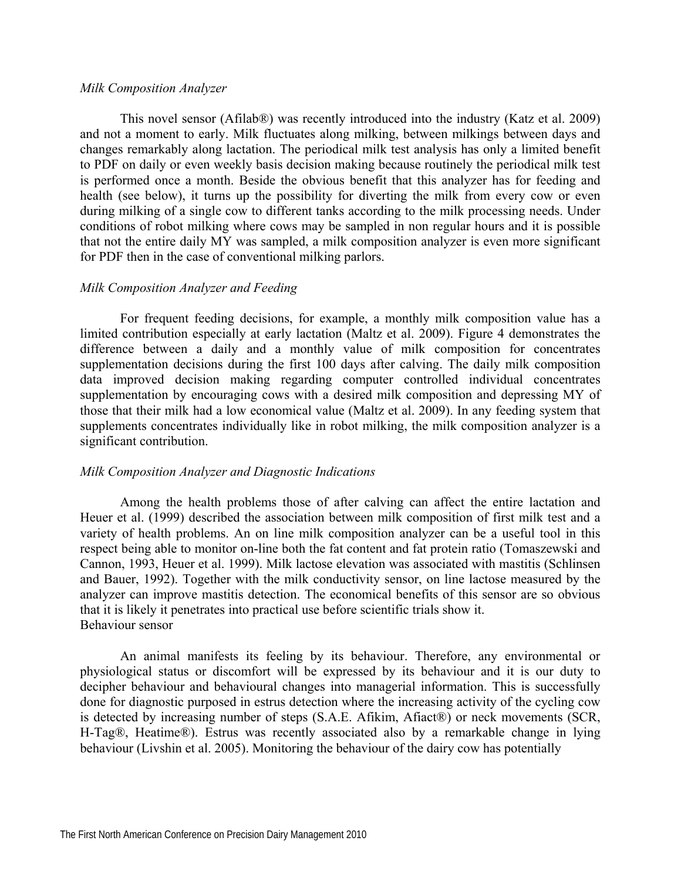*Milk Composition Analyzer*

This novel sensor (Afilab®) was recently introduced into the industry (Katz et al. 2009) and not a moment to early. Milk fluctuates along milking, between milkings between days and changes remarkably along lactation. The periodical milk test analysis has only a limited benefit to PDF on daily or even weekly basis decision making because routinely the periodical milk test is performed once a month. Beside the obvious benefit that this analyzer has for feeding and health (see below), it turns up the possibility for diverting the milk from every cow or even during milking of a single cow to different tanks according to the milk processing needs. Under conditions of robot milking where cows may be sampled in non regular hours and it is possible that not the entire daily MY was sampled, a milk composition analyzer is even more significant for PDF then in the case of conventional milking parlors.

*Milk Composition Analyzer and Feeding*

For frequent feeding decisions, for example, a monthly milk composition value has a limited contribution especially at early lactation (Maltz et al. 2009). Figure 4 demonstrates the difference between a daily and a monthly value of milk composition for concentrates supplementation decisions during the first 100 days after calving. The daily milk composition data improved decision making regarding computer controlled individual concentrates supplementation by encouraging cows with a desired milk composition and depressing MY of those that their milk had a low economical value (Maltz et al. 2009). In any feeding system that supplements concentrates individually like in robot milking, the milk composition analyzer is a significant contribution.

*Milk Composition Analyzer and Diagnostic Indications*

Among the health problems those of after calving can affect the entire lactation and Heuer et al. (1999) described the association between milk composition of first milk test and a variety of health problems. An on line milk composition analyzer can be a useful tool in this respect being able to monitor on-line both the fat content and fat protein ratio (Tomaszewski and Cannon, 1993, Heuer et al. 1999). Milk lactose elevation was associated with mastitis (Schlinsen and Bauer, 1992). Together with the milk conductivity sensor, on line lactose measured by the analyzer can improve mastitis detection. The economical benefits of this sensor are so obvious that it is likely it penetrates into practical use before scientific trials show it.

Behaviour sensor

An animal manifests its feeling by its behaviour. Therefore, any environmental or physiological status or discomfort will be expressed by its behaviour and it is our duty to decipher behaviour and behavioural changes into managerial information. This is successfully done for diagnostic purposed in estrus detection where the increasing activity of the cycling cow is detected by increasing number of steps (S.A.E. Afikim, Afiact®) or neck movements (SCR, H-Tag®, Heatime®). Estrus was recently associated also by a remarkable change in lying behaviour (Livshin et al. 2005). Monitoring the behaviour of the dairy cow has potentially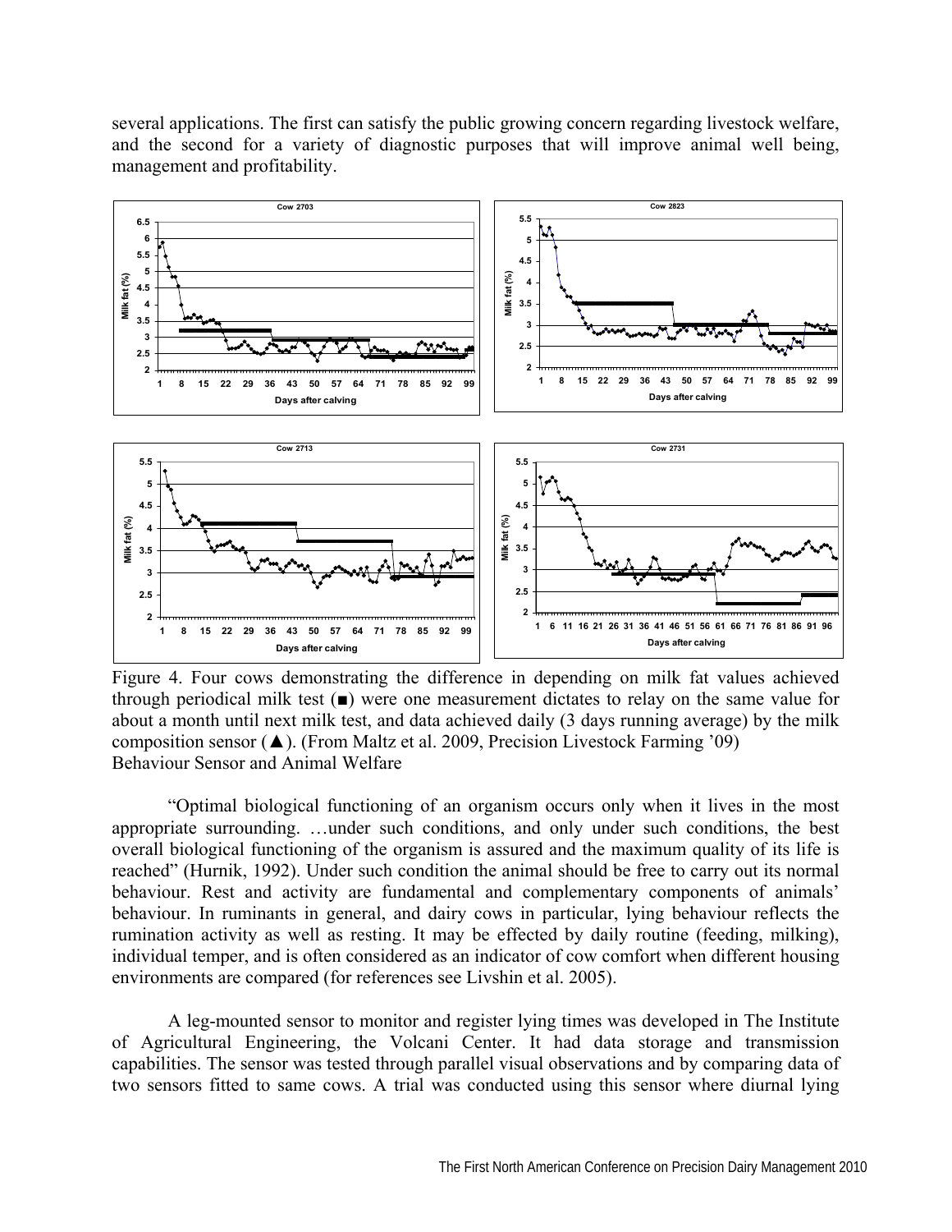several applications. The first can satisfy the public growing concern regarding livestock welfare, and the second for a variety of diagnostic purposes that will improve animal well being, management and profitability.

Figure 4. Four cows demonstrating the difference in depending on milk fat values achieved through periodical milk test (■) were one measurement dictates to relay on the same value for about a month until next milk test, and data achieved daily (3 days running average) by the milk composition sensor (▲). (From Maltz et al. 2009, Precision Livestock Farming '09)

Behaviour Sensor and Animal Welfare

"Optimal biological functioning of an organism occurs only when it lives in the most appropriate surrounding. …under such conditions, and only under such conditions, the best overall biological functioning of the organism is assured and the maximum quality of its life is reached" (Hurnik, 1992). Under such condition the animal should be free to carry out its normal behaviour. Rest and activity are fundamental and complementary components of animals' behaviour. In ruminants in general, and dairy cows in particular, lying behaviour reflects the rumination activity as well as resting. It may be effected by daily routine (feeding, milking), individual temper, and is often considered as an indicator of cow comfort when different housing environments are compared (for references see Livshin et al. 2005).

A leg-mounted sensor to monitor and register lying times was developed in The Institute of Agricultural Engineering, the Volcani Center. It had data storage and transmission capabilities. The sensor was tested through parallel visual observations and by comparing data of two sensors fitted to same cows. A trial was conducted using this sensor where diurnal lying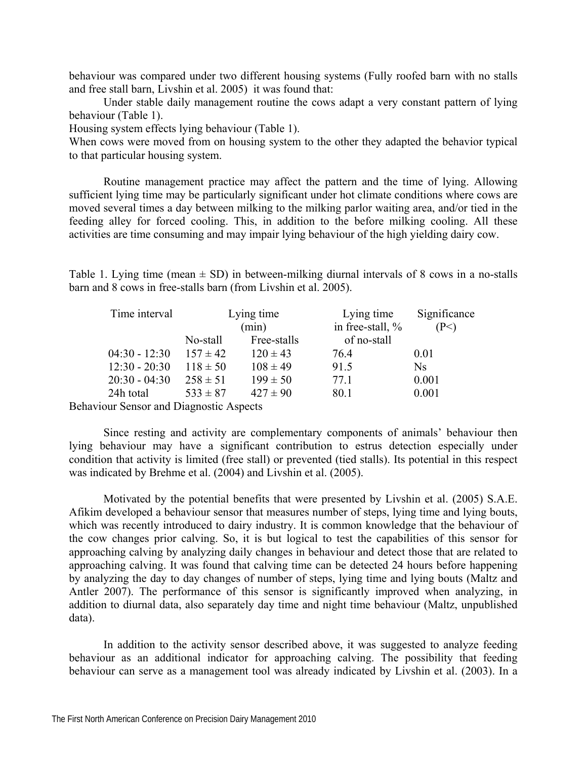behaviour was compared under two different housing systems (Fully roofed barn with no stalls and free stall barn, Livshin et al. 2005) it was found that:

Under stable daily management routine the cows adapt a very constant pattern of lying behaviour (Table 1).

Housing system effects lying behaviour (Table 1).

When cows were moved from on housing system to the other they adapted the behavior typical to that particular housing system.

Routine management practice may affect the pattern and the time of lying. Allowing sufficient lying time may be particularly significant under hot climate conditions where cows are moved several times a day between milking to the milking parlor waiting area, and/or tied in the feeding alley for forced cooling. This, in addition to the before milking cooling. All these activities are time consuming and may impair lying behaviour of the high yielding dairy cow.

Table 1. Lying time (mean ± SD) in between-milking diurnal intervals of 8 cows in a no-stalls barn and 8 cows in free-stalls barn (from Livshin et al. 2005).

| Time interval | Lying time (min) | | Lying time in free-stall, % of no-stall | Significance (P<) |
|---|---|---|---|---|
| | No-stall | Free-stalls | | |
| 04:30 - 12:30 | 157 ± 42 | 120 ± 43 | 76.4 | 0.01 |
| 12:30 - 20:30 | 118 ± 50 | 108 ± 49 | 91.5 | Ns |
| 20:30 - 04:30 | 258 ± 51 | 199 ± 50 | 77.1 | 0.001 |
| 24h total | 533 ± 87 | 427 ± 90 | 80.1 | 0.001 |

## Behaviour Sensor and Diagnostic Aspects

Since resting and activity are complementary components of animals' behaviour then lying behaviour may have a significant contribution to estrus detection especially under condition that activity is limited (free stall) or prevented (tied stalls). Its potential in this respect was indicated by Brehme et al. (2004) and Livshin et al. (2005).

Motivated by the potential benefits that were presented by Livshin et al. (2005) S.A.E. Afikim developed a behaviour sensor that measures number of steps, lying time and lying bouts, which was recently introduced to dairy industry. It is common knowledge that the behaviour of the cow changes prior calving. So, it is but logical to test the capabilities of this sensor for approaching calving by analyzing daily changes in behaviour and detect those that are related to approaching calving. It was found that calving time can be detected 24 hours before happening by analyzing the day to day changes of number of steps, lying time and lying bouts (Maltz and Antler 2007). The performance of this sensor is significantly improved when analyzing, in addition to diurnal data, also separately day time and night time behaviour (Maltz, unpublished data).

In addition to the activity sensor described above, it was suggested to analyze feeding behaviour as an additional indicator for approaching calving. The possibility that feeding behaviour can serve as a management tool was already indicated by Livshin et al. (2003). In a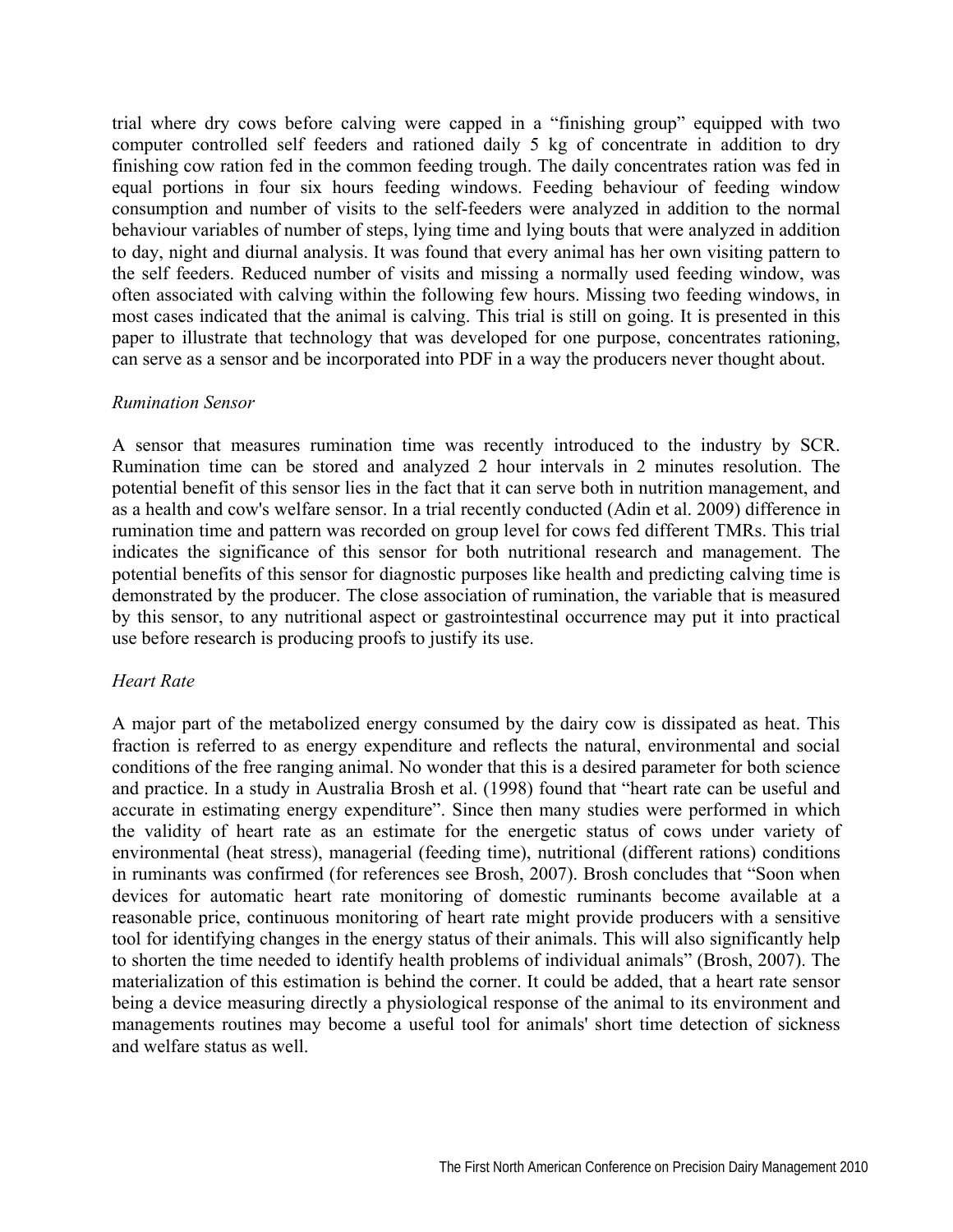trial where dry cows before calving were capped in a "finishing group" equipped with two computer controlled self feeders and rationed daily 5 kg of concentrate in addition to dry finishing cow ration fed in the common feeding trough. The daily concentrates ration was fed in equal portions in four six hours feeding windows. Feeding behaviour of feeding window consumption and number of visits to the self-feeders were analyzed in addition to the normal behaviour variables of number of steps, lying time and lying bouts that were analyzed in addition to day, night and diurnal analysis. It was found that every animal has her own visiting pattern to the self feeders. Reduced number of visits and missing a normally used feeding window, was often associated with calving within the following few hours. Missing two feeding windows, in most cases indicated that the animal is calving. This trial is still on going. It is presented in this paper to illustrate that technology that was developed for one purpose, concentrates rationing, can serve as a sensor and be incorporated into PDF in a way the producers never thought about.

*Rumination Sensor*

A sensor that measures rumination time was recently introduced to the industry by SCR. Rumination time can be stored and analyzed 2 hour intervals in 2 minutes resolution. The potential benefit of this sensor lies in the fact that it can serve both in nutrition management, and as a health and cow's welfare sensor. In a trial recently conducted (Adin et al. 2009) difference in rumination time and pattern was recorded on group level for cows fed different TMRs. This trial indicates the significance of this sensor for both nutritional research and management. The potential benefits of this sensor for diagnostic purposes like health and predicting calving time is demonstrated by the producer. The close association of rumination, the variable that is measured by this sensor, to any nutritional aspect or gastrointestinal occurrence may put it into practical use before research is producing proofs to justify its use.

*Heart Rate*

A major part of the metabolized energy consumed by the dairy cow is dissipated as heat. This fraction is referred to as energy expenditure and reflects the natural, environmental and social conditions of the free ranging animal. No wonder that this is a desired parameter for both science and practice. In a study in Australia Brosh et al. (1998) found that "heart rate can be useful and accurate in estimating energy expenditure". Since then many studies were performed in which the validity of heart rate as an estimate for the energetic status of cows under variety of environmental (heat stress), managerial (feeding time), nutritional (different rations) conditions in ruminants was confirmed (for references see Brosh, 2007). Brosh concludes that "Soon when devices for automatic heart rate monitoring of domestic ruminants become available at a reasonable price, continuous monitoring of heart rate might provide producers with a sensitive tool for identifying changes in the energy status of their animals. This will also significantly help to shorten the time needed to identify health problems of individual animals" (Brosh, 2007). The materialization of this estimation is behind the corner. It could be added, that a heart rate sensor being a device measuring directly a physiological response of the animal to its environment and managements routines may become a useful tool for animals' short time detection of sickness and welfare status as well.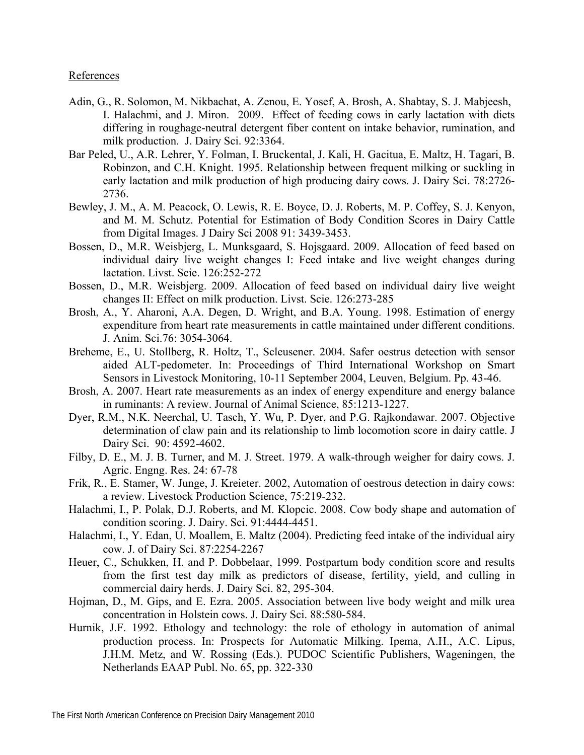References

Adin, G., R. Solomon, M. Nikbachat, A. Zenou, E. Yosef, A. Brosh, A. Shabtay, S. J. Mabjeesh, I. Halachmi, and J. Miron. 2009. Effect of feeding cows in early lactation with diets differing in roughage-neutral detergent fiber content on intake behavior, rumination, and milk production. J. Dairy Sci. 92:3364.

Bar Peled, U., A.R. Lehrer, Y. Folman, I. Bruckental, J. Kali, H. Gacitua, E. Maltz, H. Tagari, B. Robinzon, and C.H. Knight. 1995. Relationship between frequent milking or suckling in early lactation and milk production of high producing dairy cows. J. Dairy Sci. 78:2726-2736.

Bewley, J. M., A. M. Peacock, O. Lewis, R. E. Boyce, D. J. Roberts, M. P. Coffey, S. J. Kenyon, and M. M. Schutz. Potential for Estimation of Body Condition Scores in Dairy Cattle from Digital Images. J Dairy Sci 2008 91: 3439-3453.

Bossen, D., M.R. Weisbjerg, L. Munksgaard, S. Hojsgaard. 2009. Allocation of feed based on individual dairy live weight changes I: Feed intake and live weight changes during lactation. Livst. Scie. 126:252-272

Bossen, D., M.R. Weisbjerg. 2009. Allocation of feed based on individual dairy live weight changes II: Effect on milk production. Livst. Scie. 126:273-285

Brosh, A., Y. Aharoni, A.A. Degen, D. Wright, and B.A. Young. 1998. Estimation of energy expenditure from heart rate measurements in cattle maintained under different conditions. J. Anim. Sci.76: 3054-3064.

Breheme, E., U. Stollberg, R. Holtz, T., Scleusener. 2004. Safer oestrus detection with sensor aided ALT-pedometer. In: Proceedings of Third International Workshop on Smart Sensors in Livestock Monitoring, 10-11 September 2004, Leuven, Belgium. Pp. 43-46.

Brosh, A. 2007. Heart rate measurements as an index of energy expenditure and energy balance in ruminants: A review. Journal of Animal Science, 85:1213-1227.

Dyer, R.M., N.K. Neerchal, U. Tasch, Y. Wu, P. Dyer, and P.G. Rajkondawar. 2007. Objective determination of claw pain and its relationship to limb locomotion score in dairy cattle. J Dairy Sci. 90: 4592-4602.

Filby, D. E., M. J. B. Turner, and M. J. Street. 1979. A walk-through weigher for dairy cows. J. Agric. Engng. Res. 24: 67-78

Frik, R., E. Stamer, W. Junge, J. Kreieter. 2002, Automation of oestrous detection in dairy cows: a review. Livestock Production Science, 75:219-232.

Halachmi, I., P. Polak, D.J. Roberts, and M. Klopcic. 2008. Cow body shape and automation of condition scoring. J. Dairy. Sci. 91:4444-4451.

Halachmi, I., Y. Edan, U. Moallem, E. Maltz (2004). Predicting feed intake of the individual airy cow. J. of Dairy Sci. 87:2254-2267

Heuer, C., Schukken, H. and P. Dobbelaar, 1999. Postpartum body condition score and results from the first test day milk as predictors of disease, fertility, yield, and culling in commercial dairy herds. J. Dairy Sci. 82, 295-304.

Hojman, D., M. Gips, and E. Ezra. 2005. Association between live body weight and milk urea concentration in Holstein cows. J. Dairy Sci. 88:580-584.

Hurnik, J.F. 1992. Ethology and technology: the role of ethology in automation of animal production process. In: Prospects for Automatic Milking. Ipema, A.H., A.C. Lipus, J.H.M. Metz, and W. Rossing (Eds.). PUDOC Scientific Publishers, Wageningen, the Netherlands EAAP Publ. No. 65, pp. 322-330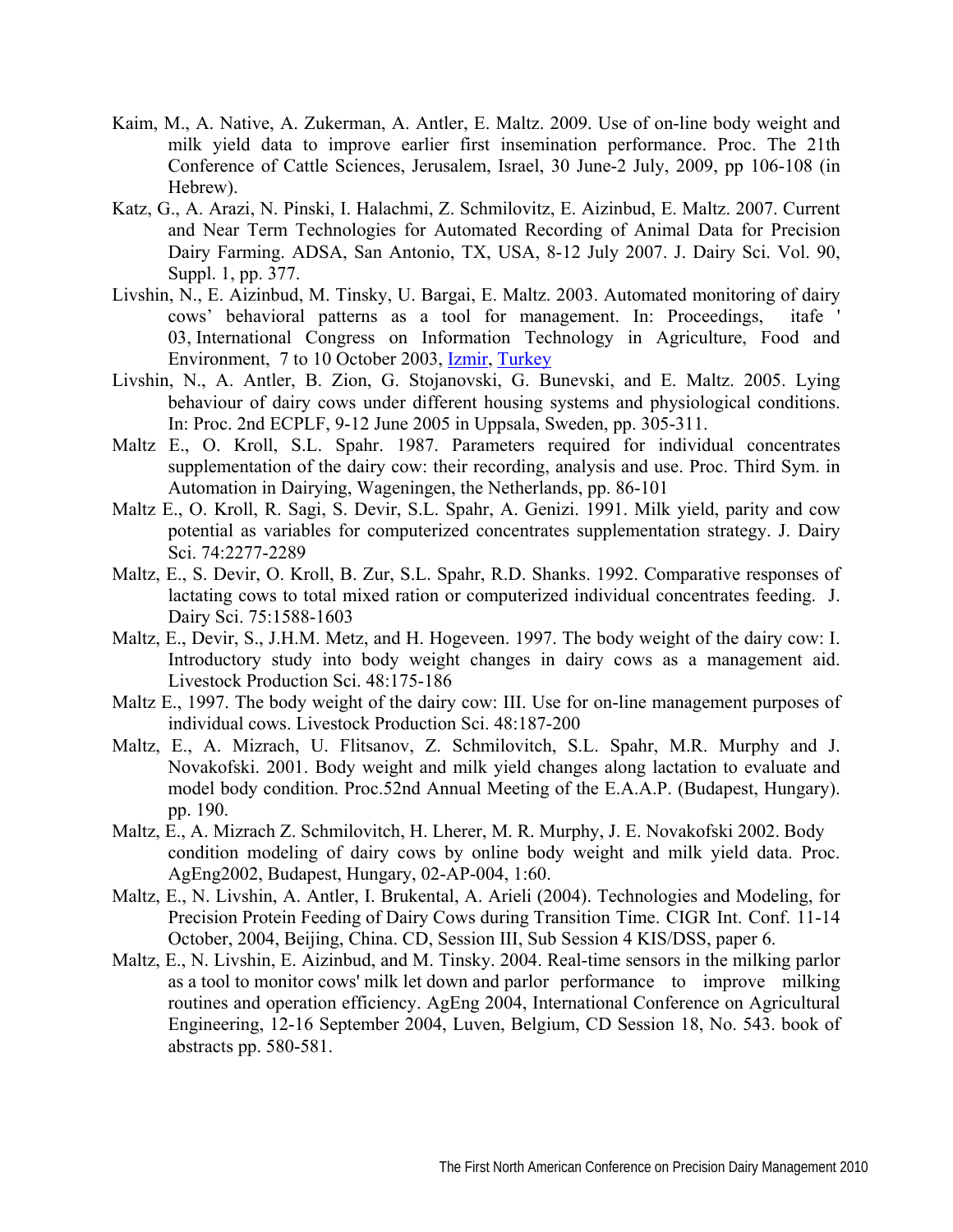Kaim, M., A. Native, A. Zukerman, A. Antler, E. Maltz. 2009. Use of on-line body weight and milk yield data to improve earlier first insemination performance. Proc. The 21th Conference of Cattle Sciences, Jerusalem, Israel, 30 June-2 July, 2009, pp 106-108 (in Hebrew).

Katz, G., A. Arazi, N. Pinski, I. Halachmi, Z. Schmilovitz, E. Aizinbud, E. Maltz. 2007. Current and Near Term Technologies for Automated Recording of Animal Data for Precision Dairy Farming. ADSA, San Antonio, TX, USA, 8-12 July 2007. J. Dairy Sci. Vol. 90, Suppl. 1, pp. 377.

Livshin, N., E. Aizinbud, M. Tinsky, U. Bargai, E. Maltz. 2003. Automated monitoring of dairy cows' behavioral patterns as a tool for management. In: Proceedings, itafe ' 03, International Congress on Information Technology in Agriculture, Food and Environment, 7 to 10 October 2003, Izmir, Turkey

Livshin, N., A. Antler, B. Zion, G. Stojanovski, G. Bunevski, and E. Maltz. 2005. Lying behaviour of dairy cows under different housing systems and physiological conditions. In: Proc. 2nd ECPLF, 9-12 June 2005 in Uppsala, Sweden, pp. 305-311.

Maltz E., O. Kroll, S.L. Spahr. 1987. Parameters required for individual concentrates supplementation of the dairy cow: their recording, analysis and use. Proc. Third Sym. in Automation in Dairying, Wageningen, the Netherlands, pp. 86-101

Maltz E., O. Kroll, R. Sagi, S. Devir, S.L. Spahr, A. Genizi. 1991. Milk yield, parity and cow potential as variables for computerized concentrates supplementation strategy. J. Dairy Sci. 74:2277-2289

Maltz, E., S. Devir, O. Kroll, B. Zur, S.L. Spahr, R.D. Shanks. 1992. Comparative responses of lactating cows to total mixed ration or computerized individual concentrates feeding. J. Dairy Sci. 75:1588-1603

Maltz, E., Devir, S., J.H.M. Metz, and H. Hogeveen. 1997. The body weight of the dairy cow: I. Introductory study into body weight changes in dairy cows as a management aid. Livestock Production Sci. 48:175-186

Maltz E., 1997. The body weight of the dairy cow: III. Use for on-line management purposes of individual cows. Livestock Production Sci. 48:187-200

Maltz, E., A. Mizrach, U. Flitsanov, Z. Schmilovitch, S.L. Spahr, M.R. Murphy and J. Novakofski. 2001. Body weight and milk yield changes along lactation to evaluate and model body condition. Proc.52nd Annual Meeting of the E.A.A.P. (Budapest, Hungary). pp. 190.

Maltz, E., A. Mizrach Z. Schmilovitch, H. Lherer, M. R. Murphy, J. E. Novakofski 2002. Body condition modeling of dairy cows by online body weight and milk yield data. Proc. AgEng2002, Budapest, Hungary, 02-AP-004, 1:60.

Maltz, E., N. Livshin, A. Antler, I. Brukental, A. Arieli (2004). Technologies and Modeling, for Precision Protein Feeding of Dairy Cows during Transition Time. CIGR Int. Conf. 11-14 October, 2004, Beijing, China. CD, Session III, Sub Session 4 KIS/DSS, paper 6.

Maltz, E., N. Livshin, E. Aizinbud, and M. Tinsky. 2004. Real-time sensors in the milking parlor as a tool to monitor cows' milk let down and parlor performance to improve milking routines and operation efficiency. AgEng 2004, International Conference on Agricultural Engineering, 12-16 September 2004, Luven, Belgium, CD Session 18, No. 543. book of abstracts pp. 580-581.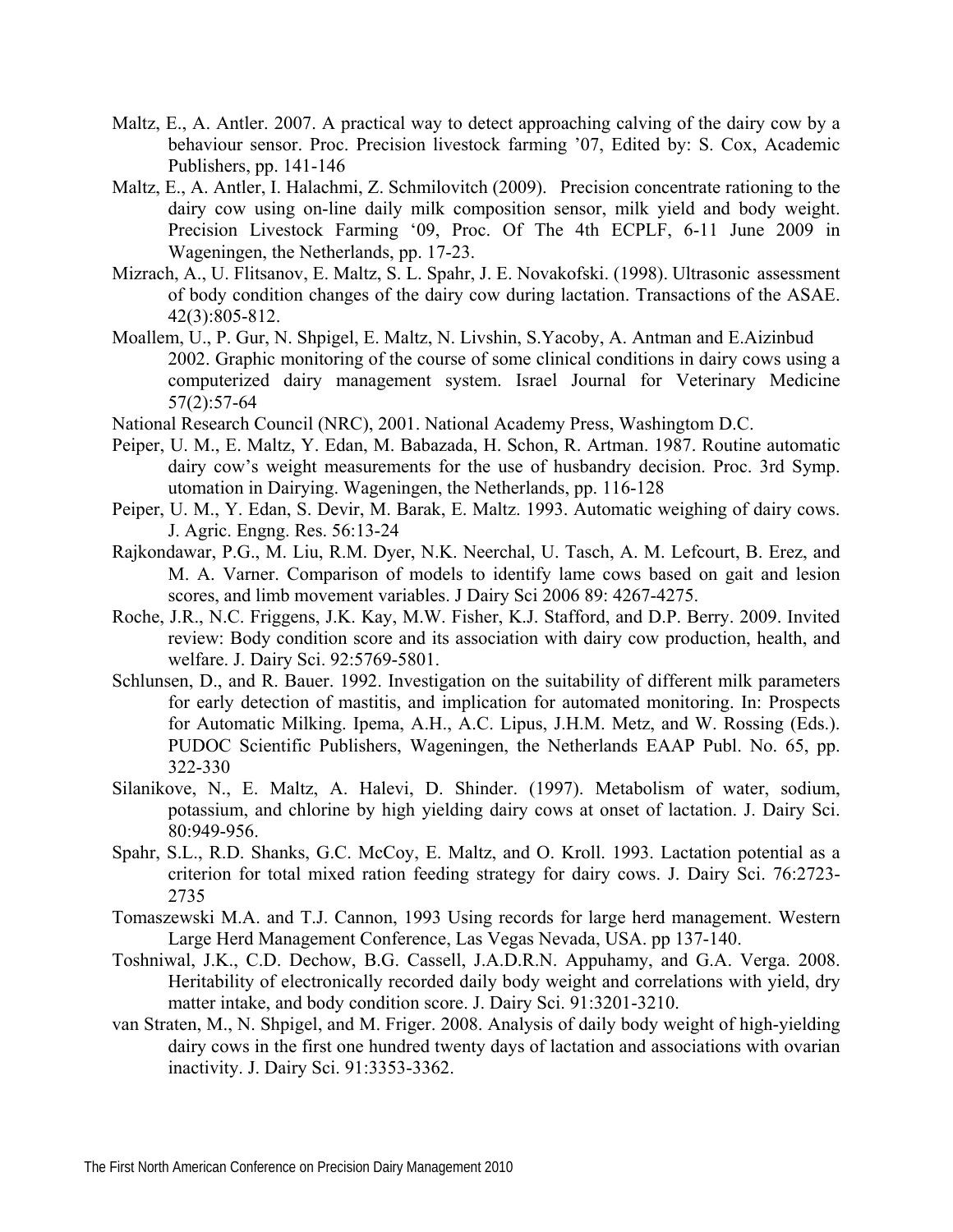Maltz, E., A. Antler. 2007. A practical way to detect approaching calving of the dairy cow by a behaviour sensor. Proc. Precision livestock farming '07, Edited by: S. Cox, Academic Publishers, pp. 141-146

Maltz, E., A. Antler, I. Halachmi, Z. Schmilovitch (2009). Precision concentrate rationing to the dairy cow using on-line daily milk composition sensor, milk yield and body weight. Precision Livestock Farming '09, Proc. Of The 4th ECPLF, 6-11 June 2009 in Wageningen, the Netherlands, pp. 17-23.

Mizrach, A., U. Flitsanov, E. Maltz, S. L. Spahr, J. E. Novakofski. (1998). Ultrasonic assessment of body condition changes of the dairy cow during lactation. Transactions of the ASAE. 42(3):805-812.

Moallem, U., P. Gur, N. Shpigel, E. Maltz, N. Livshin, S.Yacoby, A. Antman and E.Aizinbud 2002. Graphic monitoring of the course of some clinical conditions in dairy cows using a computerized dairy management system. Israel Journal for Veterinary Medicine 57(2):57-64

National Research Council (NRC), 2001. National Academy Press, Washingtom D.C.

Peiper, U. M., E. Maltz, Y. Edan, M. Babazada, H. Schon, R. Artman. 1987. Routine automatic dairy cow's weight measurements for the use of husbandry decision. Proc. 3rd Symp. utomation in Dairying. Wageningen, the Netherlands, pp. 116-128

Peiper, U. M., Y. Edan, S. Devir, M. Barak, E. Maltz. 1993. Automatic weighing of dairy cows. J. Agric. Engng. Res. 56:13-24

Rajkondawar, P.G., M. Liu, R.M. Dyer, N.K. Neerchal, U. Tasch, A. M. Lefcourt, B. Erez, and M. A. Varner. Comparison of models to identify lame cows based on gait and lesion scores, and limb movement variables. J Dairy Sci 2006 89: 4267-4275.

Roche, J.R., N.C. Friggens, J.K. Kay, M.W. Fisher, K.J. Stafford, and D.P. Berry. 2009. Invited review: Body condition score and its association with dairy cow production, health, and welfare. J. Dairy Sci. 92:5769-5801.

Schlunsen, D., and R. Bauer. 1992. Investigation on the suitability of different milk parameters for early detection of mastitis, and implication for automated monitoring. In: Prospects for Automatic Milking. Ipema, A.H., A.C. Lipus, J.H.M. Metz, and W. Rossing (Eds.). PUDOC Scientific Publishers, Wageningen, the Netherlands EAAP Publ. No. 65, pp. 322-330

Silanikove, N., E. Maltz, A. Halevi, D. Shinder. (1997). Metabolism of water, sodium, potassium, and chlorine by high yielding dairy cows at onset of lactation. J. Dairy Sci. 80:949-956.

Spahr, S.L., R.D. Shanks, G.C. McCoy, E. Maltz, and O. Kroll. 1993. Lactation potential as a criterion for total mixed ration feeding strategy for dairy cows. J. Dairy Sci. 76:2723-2735

Tomaszewski M.A. and T.J. Cannon, 1993 Using records for large herd management. Western Large Herd Management Conference, Las Vegas Nevada, USA. pp 137-140.

Toshniwal, J.K., C.D. Dechow, B.G. Cassell, J.A.D.R.N. Appuhamy, and G.A. Verga. 2008. Heritability of electronically recorded daily body weight and correlations with yield, dry matter intake, and body condition score. J. Dairy Sci. 91:3201-3210.

van Straten, M., N. Shpigel, and M. Friger. 2008. Analysis of daily body weight of high-yielding dairy cows in the first one hundred twenty days of lactation and associations with ovarian inactivity. J. Dairy Sci. 91:3353-3362.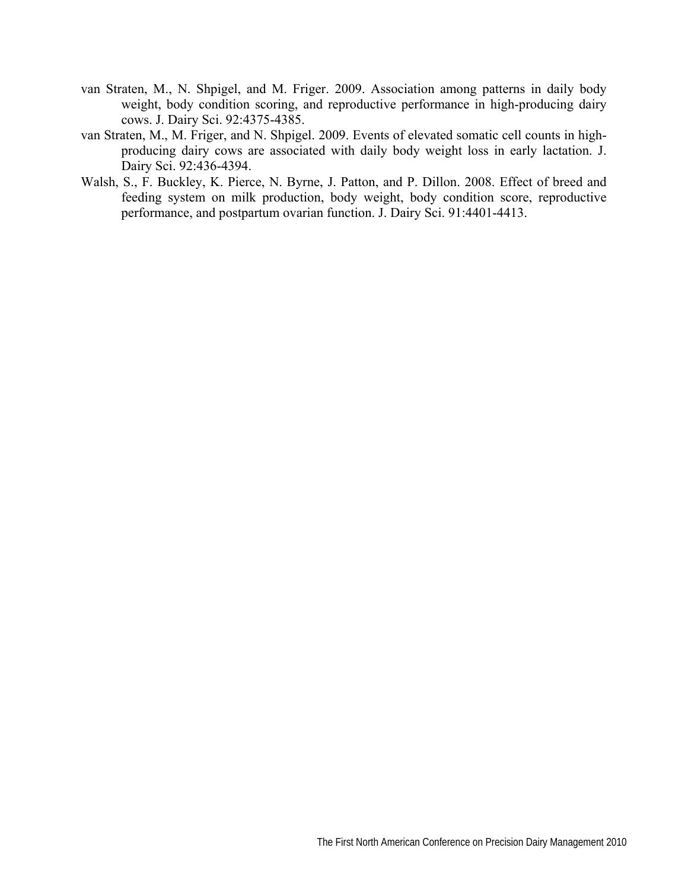van Straten, M., N. Shpigel, and M. Friger. 2009. Association among patterns in daily body weight, body condition scoring, and reproductive performance in high-producing dairy cows. J. Dairy Sci. 92:4375-4385.

van Straten, M., M. Friger, and N. Shpigel. 2009. Events of elevated somatic cell counts in high-producing dairy cows are associated with daily body weight loss in early lactation. J. Dairy Sci. 92:436-4394.

Walsh, S., F. Buckley, K. Pierce, N. Byrne, J. Patton, and P. Dillon. 2008. Effect of breed and feeding system on milk production, body weight, body condition score, reproductive performance, and postpartum ovarian function. J. Dairy Sci. 91:4401-4413.